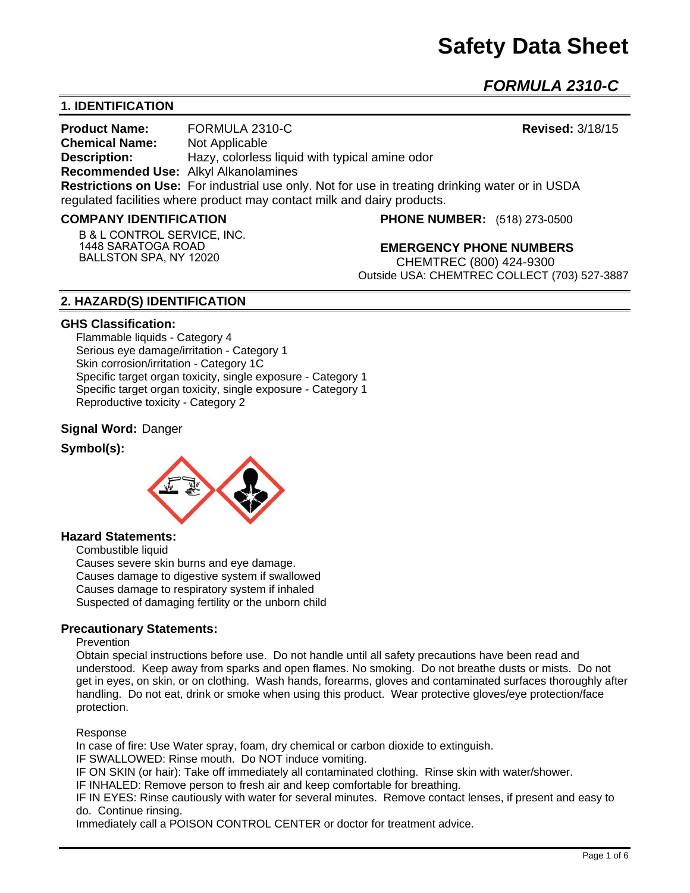# Safety Data Sheet

## *FORMULA 2310-C*

## 1. IDENTIFICATION

**Product Name:** FORMULA 2310-C **Revised:** 3/18/15
**Chemical Name:** Not Applicable
**Description:** Hazy, colorless liquid with typical amine odor
**Recommended Use:** Alkyl Alkanolamines
**Restrictions on Use:** For industrial use only. Not for use in treating drinking water or in USDA regulated facilities where product may contact milk and dairy products.

**COMPANY IDENTIFICATION**

B & L CONTROL SERVICE, INC.
1448 SARATOGA ROAD
BALLSTON SPA, NY 12020

**PHONE NUMBER:** (518) 273-0500

**EMERGENCY PHONE NUMBERS**

CHEMTREC (800) 424-9300
Outside USA: CHEMTREC COLLECT (703) 527-3887

## 2. HAZARD(S) IDENTIFICATION

### GHS Classification:

Flammable liquids - Category 4
Serious eye damage/irritation - Category 1
Skin corrosion/irritation - Category 1C
Specific target organ toxicity, single exposure - Category 1
Specific target organ toxicity, single exposure - Category 1
Reproductive toxicity - Category 2

**Signal Word:** Danger

**Symbol(s):**

### Hazard Statements:

Combustible liquid
Causes severe skin burns and eye damage.
Causes damage to digestive system if swallowed
Causes damage to respiratory system if inhaled
Suspected of damaging fertility or the unborn child

### Precautionary Statements:

Prevention

Obtain special instructions before use. Do not handle until all safety precautions have been read and understood. Keep away from sparks and open flames. No smoking. Do not breathe dusts or mists. Do not get in eyes, on skin, or on clothing. Wash hands, forearms, gloves and contaminated surfaces thoroughly after handling. Do not eat, drink or smoke when using this product. Wear protective gloves/eye protection/face protection.

Response

In case of fire: Use Water spray, foam, dry chemical or carbon dioxide to extinguish.
IF SWALLOWED: Rinse mouth. Do NOT induce vomiting.
IF ON SKIN (or hair): Take off immediately all contaminated clothing. Rinse skin with water/shower.
IF INHALED: Remove person to fresh air and keep comfortable for breathing.
IF IN EYES: Rinse cautiously with water for several minutes. Remove contact lenses, if present and easy to do. Continue rinsing.
Immediately call a POISON CONTROL CENTER or doctor for treatment advice.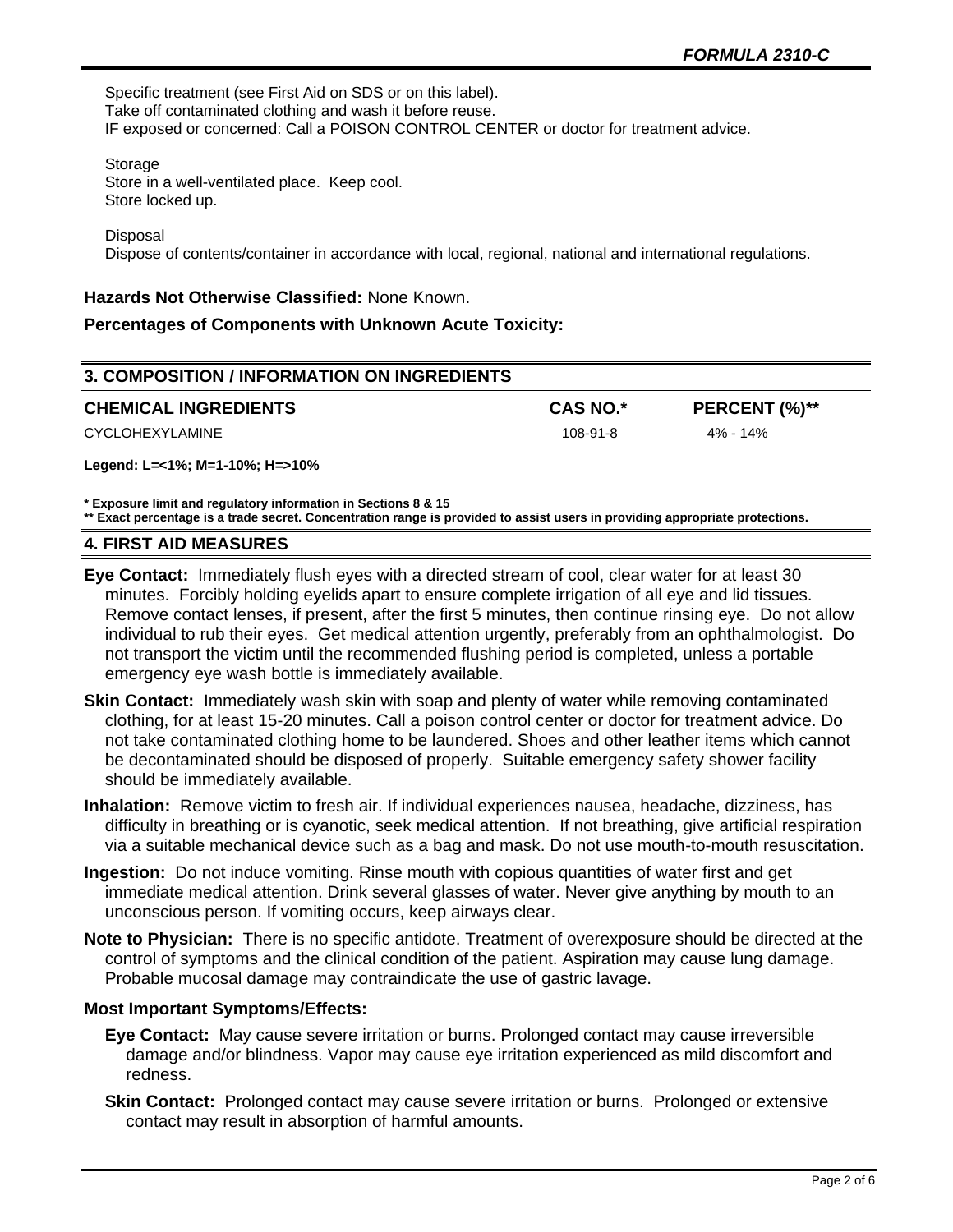Specific treatment (see First Aid on SDS or on this label).
Take off contaminated clothing and wash it before reuse.
IF exposed or concerned: Call a POISON CONTROL CENTER or doctor for treatment advice.

Storage
Store in a well-ventilated place. Keep cool.
Store locked up.

Disposal
Dispose of contents/container in accordance with local, regional, national and international regulations.

**Hazards Not Otherwise Classified:** None Known.

**Percentages of Components with Unknown Acute Toxicity:**

## 3. COMPOSITION / INFORMATION ON INGREDIENTS

| CHEMICAL INGREDIENTS | CAS NO.* | PERCENT (%)** |
| --- | --- | --- |
| CYCLOHEXYLAMINE | 108-91-8 | 4% - 14% |

**Legend: L=<1%; M=1-10%; H=>10%**

**\* Exposure limit and regulatory information in Sections 8 & 15**
**\*\* Exact percentage is a trade secret. Concentration range is provided to assist users in providing appropriate protections.**

## 4. FIRST AID MEASURES

**Eye Contact:** Immediately flush eyes with a directed stream of cool, clear water for at least 30 minutes. Forcibly holding eyelids apart to ensure complete irrigation of all eye and lid tissues. Remove contact lenses, if present, after the first 5 minutes, then continue rinsing eye. Do not allow individual to rub their eyes. Get medical attention urgently, preferably from an ophthalmologist. Do not transport the victim until the recommended flushing period is completed, unless a portable emergency eye wash bottle is immediately available.

**Skin Contact:** Immediately wash skin with soap and plenty of water while removing contaminated clothing, for at least 15-20 minutes. Call a poison control center or doctor for treatment advice. Do not take contaminated clothing home to be laundered. Shoes and other leather items which cannot be decontaminated should be disposed of properly. Suitable emergency safety shower facility should be immediately available.

**Inhalation:** Remove victim to fresh air. If individual experiences nausea, headache, dizziness, has difficulty in breathing or is cyanotic, seek medical attention. If not breathing, give artificial respiration via a suitable mechanical device such as a bag and mask. Do not use mouth-to-mouth resuscitation.

**Ingestion:** Do not induce vomiting. Rinse mouth with copious quantities of water first and get immediate medical attention. Drink several glasses of water. Never give anything by mouth to an unconscious person. If vomiting occurs, keep airways clear.

**Note to Physician:** There is no specific antidote. Treatment of overexposure should be directed at the control of symptoms and the clinical condition of the patient. Aspiration may cause lung damage. Probable mucosal damage may contraindicate the use of gastric lavage.

**Most Important Symptoms/Effects:**

**Eye Contact:** May cause severe irritation or burns. Prolonged contact may cause irreversible damage and/or blindness. Vapor may cause eye irritation experienced as mild discomfort and redness.

**Skin Contact:** Prolonged contact may cause severe irritation or burns. Prolonged or extensive contact may result in absorption of harmful amounts.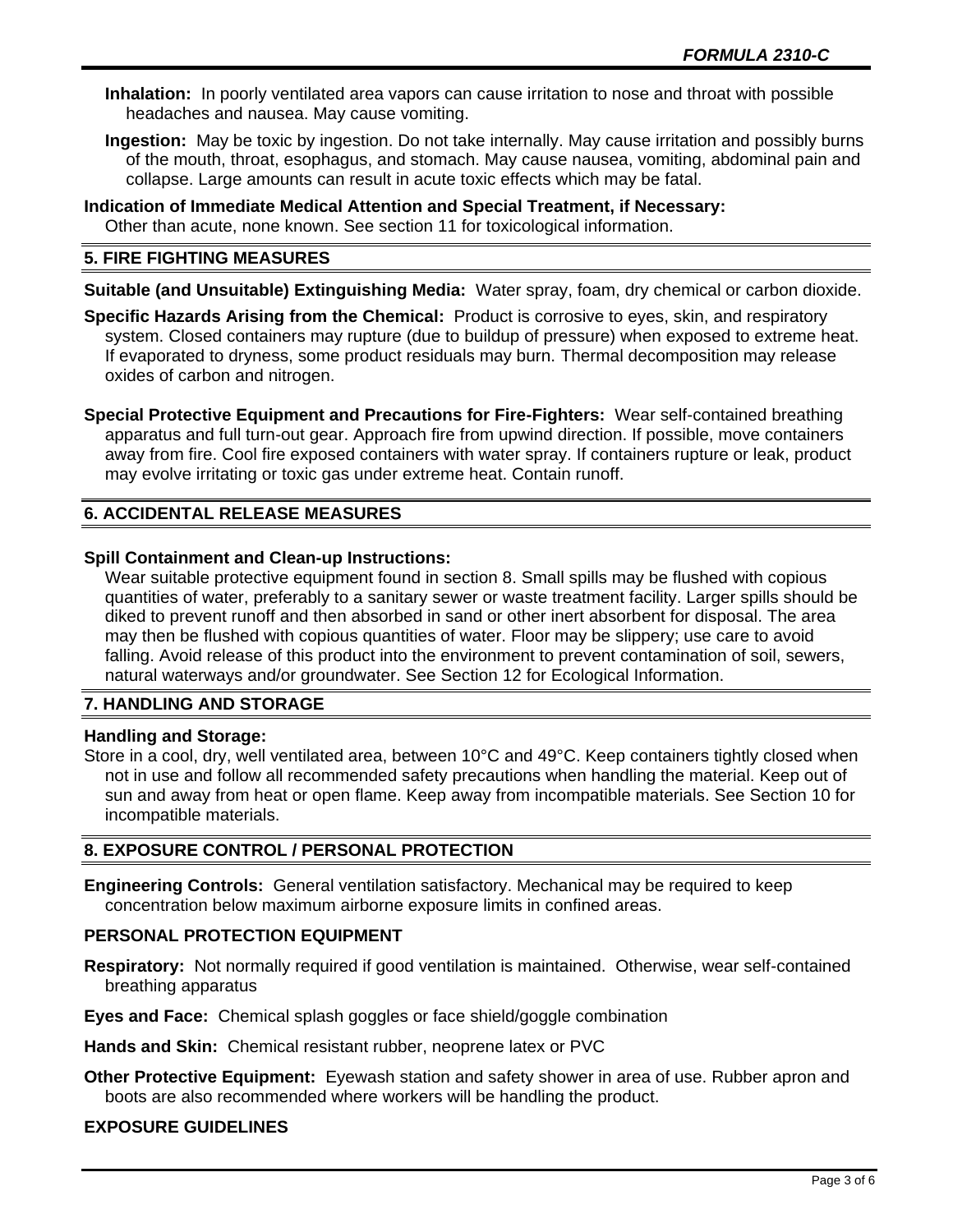**Inhalation:** In poorly ventilated area vapors can cause irritation to nose and throat with possible headaches and nausea. May cause vomiting.

**Ingestion:** May be toxic by ingestion. Do not take internally. May cause irritation and possibly burns of the mouth, throat, esophagus, and stomach. May cause nausea, vomiting, abdominal pain and collapse. Large amounts can result in acute toxic effects which may be fatal.

**Indication of Immediate Medical Attention and Special Treatment, if Necessary:**
Other than acute, none known. See section 11 for toxicological information.

## 5. FIRE FIGHTING MEASURES

**Suitable (and Unsuitable) Extinguishing Media:** Water spray, foam, dry chemical or carbon dioxide.

**Specific Hazards Arising from the Chemical:** Product is corrosive to eyes, skin, and respiratory system. Closed containers may rupture (due to buildup of pressure) when exposed to extreme heat. If evaporated to dryness, some product residuals may burn. Thermal decomposition may release oxides of carbon and nitrogen.

**Special Protective Equipment and Precautions for Fire-Fighters:** Wear self-contained breathing apparatus and full turn-out gear. Approach fire from upwind direction. If possible, move containers away from fire. Cool fire exposed containers with water spray. If containers rupture or leak, product may evolve irritating or toxic gas under extreme heat. Contain runoff.

## 6. ACCIDENTAL RELEASE MEASURES

**Spill Containment and Clean-up Instructions:**
Wear suitable protective equipment found in section 8. Small spills may be flushed with copious quantities of water, preferably to a sanitary sewer or waste treatment facility. Larger spills should be diked to prevent runoff and then absorbed in sand or other inert absorbent for disposal. The area may then be flushed with copious quantities of water. Floor may be slippery; use care to avoid falling. Avoid release of this product into the environment to prevent contamination of soil, sewers, natural waterways and/or groundwater. See Section 12 for Ecological Information.

## 7. HANDLING AND STORAGE

**Handling and Storage:**
Store in a cool, dry, well ventilated area, between 10°C and 49°C. Keep containers tightly closed when not in use and follow all recommended safety precautions when handling the material. Keep out of sun and away from heat or open flame. Keep away from incompatible materials. See Section 10 for incompatible materials.

## 8. EXPOSURE CONTROL / PERSONAL PROTECTION

**Engineering Controls:** General ventilation satisfactory. Mechanical may be required to keep concentration below maximum airborne exposure limits in confined areas.

### PERSONAL PROTECTION EQUIPMENT

**Respiratory:** Not normally required if good ventilation is maintained. Otherwise, wear self-contained breathing apparatus

**Eyes and Face:** Chemical splash goggles or face shield/goggle combination

**Hands and Skin:** Chemical resistant rubber, neoprene latex or PVC

**Other Protective Equipment:** Eyewash station and safety shower in area of use. Rubber apron and boots are also recommended where workers will be handling the product.

### EXPOSURE GUIDELINES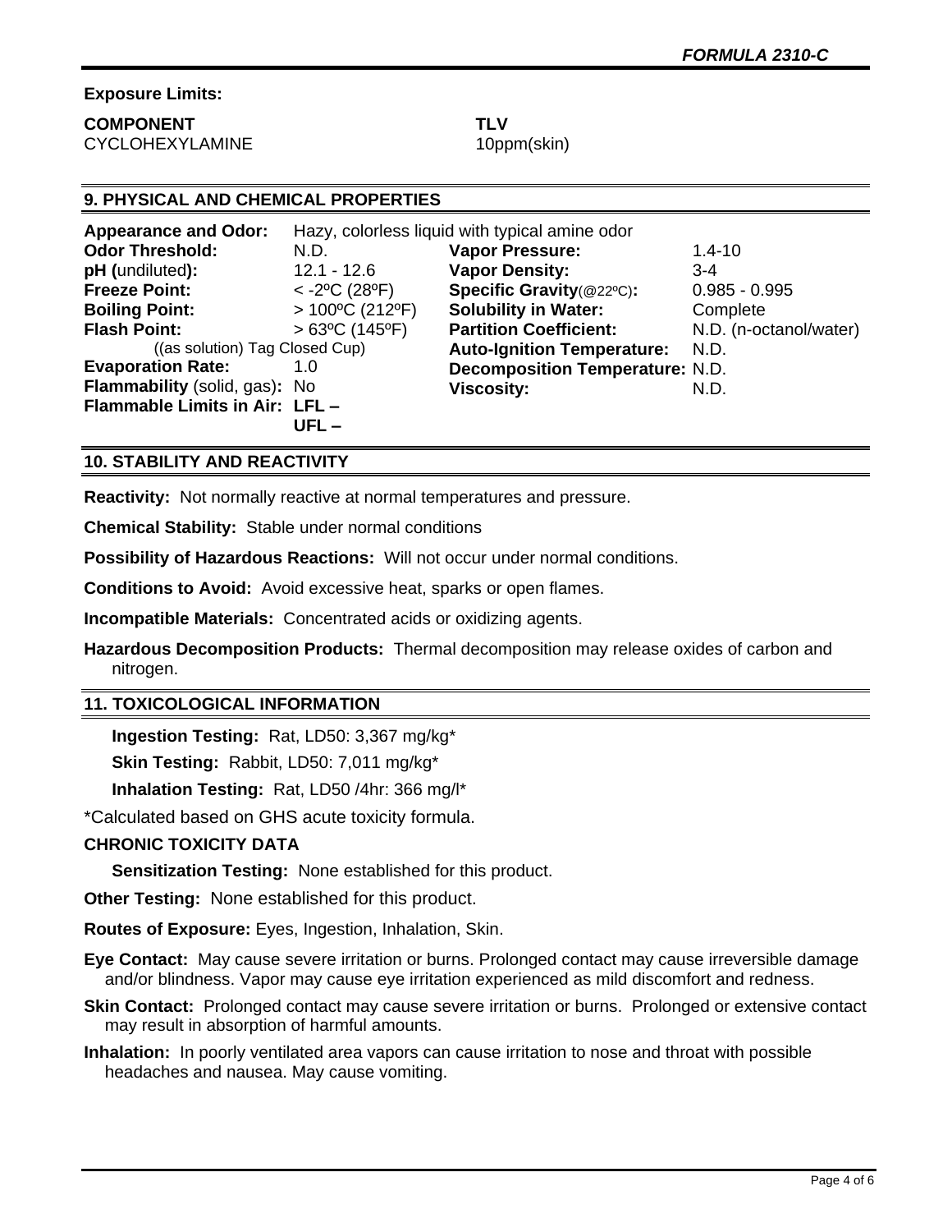**Exposure Limits:**

| COMPONENT | TLV |
| --- | --- |
| CYCLOHEXYLAMINE | 10ppm(skin) |

## 9. PHYSICAL AND CHEMICAL PROPERTIES

**Appearance and Odor:** Hazy, colorless liquid with typical amine odor

| | | | |
| --- | --- | --- | --- |
| **Odor Threshold:** | N.D. | **Vapor Pressure:** | 1.4-10 |
| **pH (undiluted):** | 12.1 - 12.6 | **Vapor Density:** | 3-4 |
| **Freeze Point:** | < -2ºC (28ºF) | **Specific Gravity**(@22ºC)**:** | 0.985 - 0.995 |
| **Boiling Point:** | > 100ºC (212ºF) | **Solubility in Water:** | Complete |
| **Flash Point:** ((as solution) Tag Closed Cup) | > 63ºC (145ºF) | **Partition Coefficient:** | N.D. (n-octanol/water) |
| | | **Auto-Ignition Temperature:** | N.D. |
| **Evaporation Rate:** | 1.0 | **Decomposition Temperature:** | N.D. |
| **Flammability** (solid, gas)**:** | No | **Viscosity:** | N.D. |
| **Flammable Limits in Air:** | **LFL –** **UFL –** | | |

## 10. STABILITY AND REACTIVITY

**Reactivity:** Not normally reactive at normal temperatures and pressure.

**Chemical Stability:** Stable under normal conditions

**Possibility of Hazardous Reactions:** Will not occur under normal conditions.

**Conditions to Avoid:** Avoid excessive heat, sparks or open flames.

**Incompatible Materials:** Concentrated acids or oxidizing agents.

**Hazardous Decomposition Products:** Thermal decomposition may release oxides of carbon and nitrogen.

## 11. TOXICOLOGICAL INFORMATION

**Ingestion Testing:** Rat, LD50: 3,367 mg/kg*

**Skin Testing:** Rabbit, LD50: 7,011 mg/kg*

**Inhalation Testing:** Rat, LD50 /4hr: 366 mg/l*

*Calculated based on GHS acute toxicity formula.

**CHRONIC TOXICITY DATA**

**Sensitization Testing:** None established for this product.

**Other Testing:** None established for this product.

**Routes of Exposure:** Eyes, Ingestion, Inhalation, Skin.

**Eye Contact:** May cause severe irritation or burns. Prolonged contact may cause irreversible damage and/or blindness. Vapor may cause eye irritation experienced as mild discomfort and redness.

**Skin Contact:** Prolonged contact may cause severe irritation or burns. Prolonged or extensive contact may result in absorption of harmful amounts.

**Inhalation:** In poorly ventilated area vapors can cause irritation to nose and throat with possible headaches and nausea. May cause vomiting.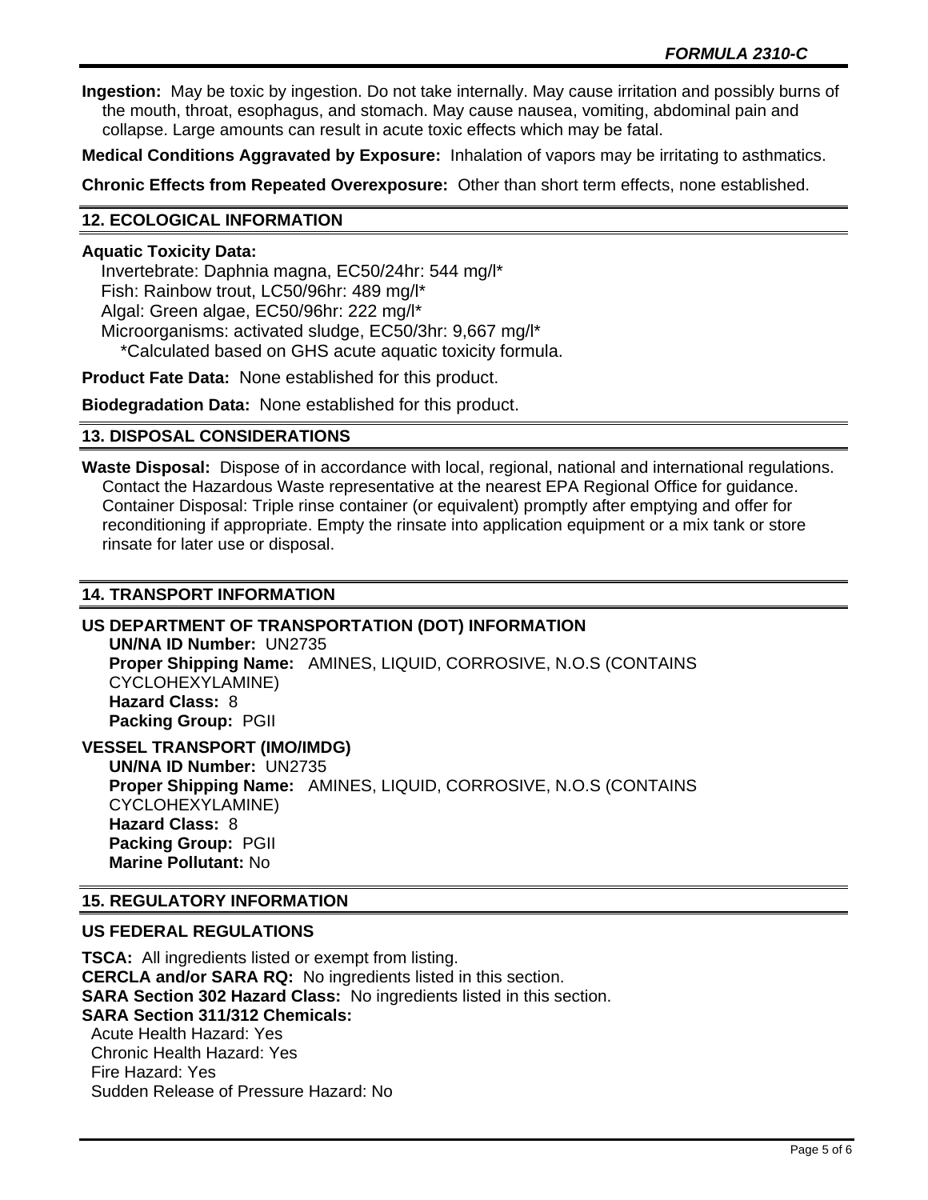**Ingestion:** May be toxic by ingestion. Do not take internally. May cause irritation and possibly burns of the mouth, throat, esophagus, and stomach. May cause nausea, vomiting, abdominal pain and collapse. Large amounts can result in acute toxic effects which may be fatal.

**Medical Conditions Aggravated by Exposure:** Inhalation of vapors may be irritating to asthmatics.

**Chronic Effects from Repeated Overexposure:** Other than short term effects, none established.

## 12. ECOLOGICAL INFORMATION

**Aquatic Toxicity Data:**

Invertebrate: Daphnia magna, EC50/24hr: 544 mg/l*
Fish: Rainbow trout, LC50/96hr: 489 mg/l*
Algal: Green algae, EC50/96hr: 222 mg/l*
Microorganisms: activated sludge, EC50/3hr: 9,667 mg/l*
*Calculated based on GHS acute aquatic toxicity formula.

**Product Fate Data:** None established for this product.

**Biodegradation Data:** None established for this product.

## 13. DISPOSAL CONSIDERATIONS

**Waste Disposal:** Dispose of in accordance with local, regional, national and international regulations. Contact the Hazardous Waste representative at the nearest EPA Regional Office for guidance. Container Disposal: Triple rinse container (or equivalent) promptly after emptying and offer for reconditioning if appropriate. Empty the rinsate into application equipment or a mix tank or store rinsate for later use or disposal.

## 14. TRANSPORT INFORMATION

### US DEPARTMENT OF TRANSPORTATION (DOT) INFORMATION

**UN/NA ID Number:** UN2735
**Proper Shipping Name:** AMINES, LIQUID, CORROSIVE, N.O.S (CONTAINS CYCLOHEXYLAMINE)
**Hazard Class:** 8
**Packing Group:** PGII

### VESSEL TRANSPORT (IMO/IMDG)

**UN/NA ID Number:** UN2735
**Proper Shipping Name:** AMINES, LIQUID, CORROSIVE, N.O.S (CONTAINS CYCLOHEXYLAMINE)
**Hazard Class:** 8
**Packing Group:** PGII
**Marine Pollutant:** No

## 15. REGULATORY INFORMATION

### US FEDERAL REGULATIONS

**TSCA:** All ingredients listed or exempt from listing.
**CERCLA and/or SARA RQ:** No ingredients listed in this section.
**SARA Section 302 Hazard Class:** No ingredients listed in this section.
**SARA Section 311/312 Chemicals:**
Acute Health Hazard: Yes
Chronic Health Hazard: Yes
Fire Hazard: Yes
Sudden Release of Pressure Hazard: No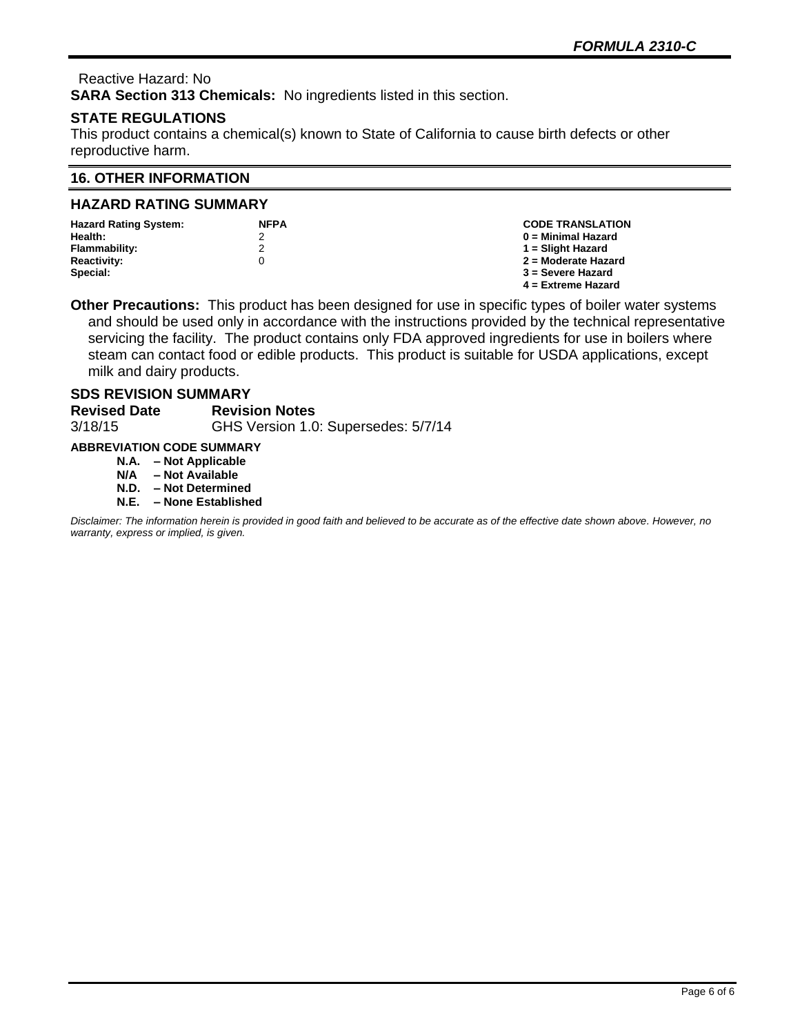Reactive Hazard: No

**SARA Section 313 Chemicals:** No ingredients listed in this section.

### STATE REGULATIONS

This product contains a chemical(s) known to State of California to cause birth defects or other reproductive harm.

## 16. OTHER INFORMATION

### HAZARD RATING SUMMARY

| Hazard Rating System: | NFPA | CODE TRANSLATION |
|---|---|---|
| Health: | 2 | 0 = Minimal Hazard |
| Flammability: | 2 | 1 = Slight Hazard |
| Reactivity: | 0 | 2 = Moderate Hazard |
| Special: | | 3 = Severe Hazard |
| | | 4 = Extreme Hazard |

**Other Precautions:** This product has been designed for use in specific types of boiler water systems and should be used only in accordance with the instructions provided by the technical representative servicing the facility. The product contains only FDA approved ingredients for use in boilers where steam can contact food or edible products. This product is suitable for USDA applications, except milk and dairy products.

### SDS REVISION SUMMARY

| Revised Date | Revision Notes |
|---|---|
| 3/18/15 | GHS Version 1.0: Supersedes: 5/7/14 |

**ABBREVIATION CODE SUMMARY**

- **N.A. – Not Applicable**
- **N/A – Not Available**
- **N.D. – Not Determined**
- **N.E. – None Established**

*Disclaimer: The information herein is provided in good faith and believed to be accurate as of the effective date shown above. However, no warranty, express or implied, is given.*